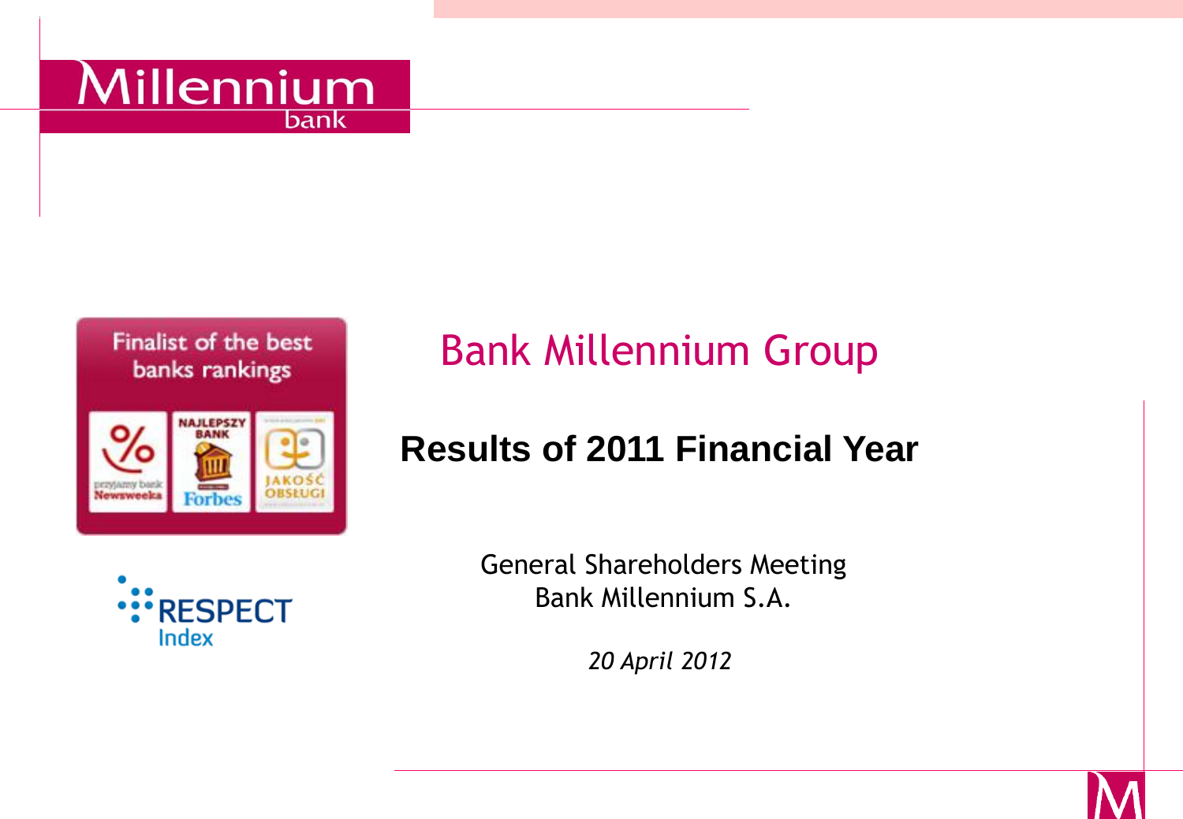# Bank Millennium Group

## Results of 2011 Financial Year

General Shareholders Meeting
Bank Millennium S.A.

*20 April 2012*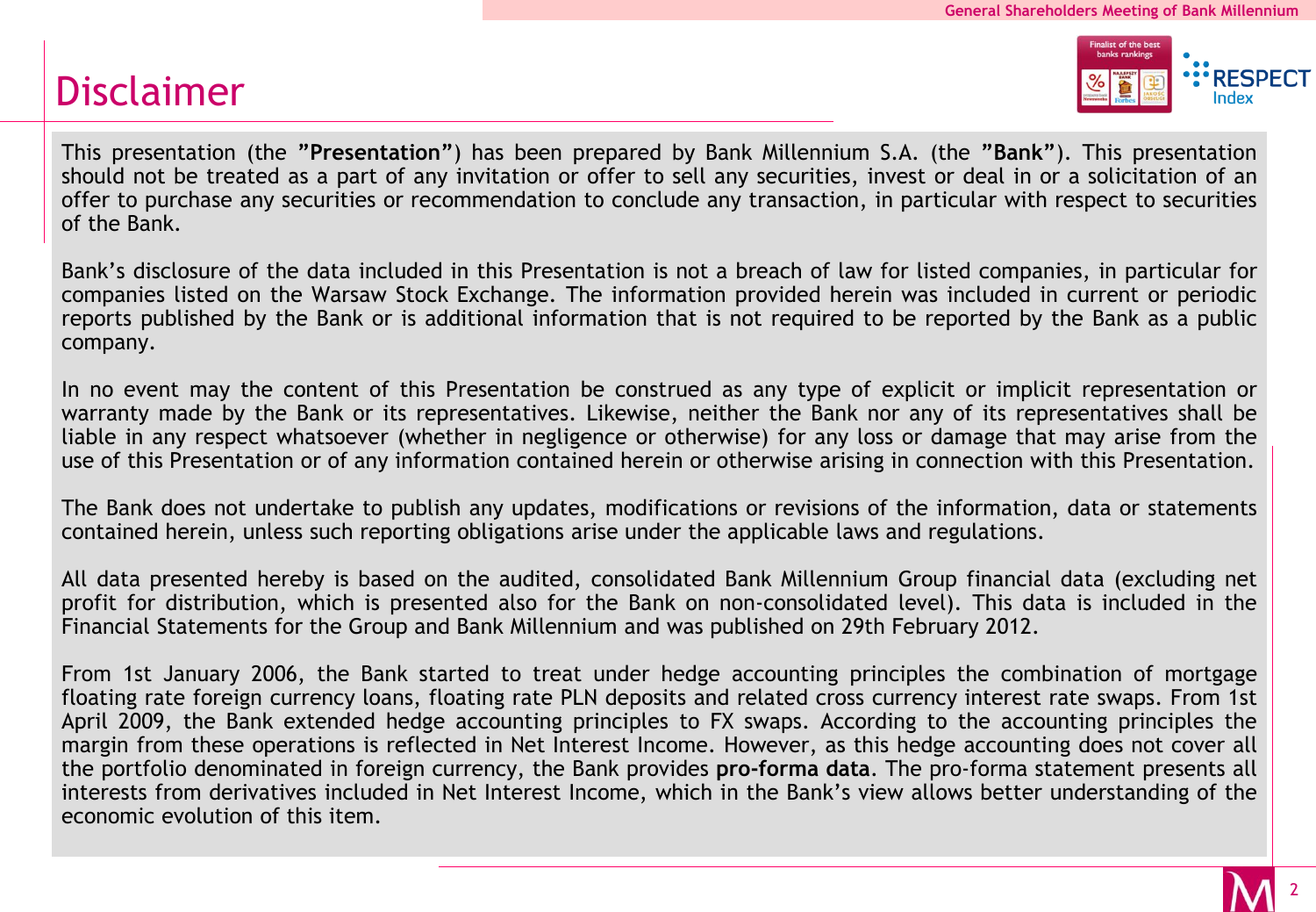# Disclaimer

This presentation (the **"Presentation"**) has been prepared by Bank Millennium S.A. (the **"Bank"**). This presentation should not be treated as a part of any invitation or offer to sell any securities, invest or deal in or a solicitation of an offer to purchase any securities or recommendation to conclude any transaction, in particular with respect to securities of the Bank.

Bank's disclosure of the data included in this Presentation is not a breach of law for listed companies, in particular for companies listed on the Warsaw Stock Exchange. The information provided herein was included in current or periodic reports published by the Bank or is additional information that is not required to be reported by the Bank as a public company.

In no event may the content of this Presentation be construed as any type of explicit or implicit representation or warranty made by the Bank or its representatives. Likewise, neither the Bank nor any of its representatives shall be liable in any respect whatsoever (whether in negligence or otherwise) for any loss or damage that may arise from the use of this Presentation or of any information contained herein or otherwise arising in connection with this Presentation.

The Bank does not undertake to publish any updates, modifications or revisions of the information, data or statements contained herein, unless such reporting obligations arise under the applicable laws and regulations.

All data presented hereby is based on the audited, consolidated Bank Millennium Group financial data (excluding net profit for distribution, which is presented also for the Bank on non-consolidated level). This data is included in the Financial Statements for the Group and Bank Millennium and was published on 29th February 2012.

From 1st January 2006, the Bank started to treat under hedge accounting principles the combination of mortgage floating rate foreign currency loans, floating rate PLN deposits and related cross currency interest rate swaps. From 1st April 2009, the Bank extended hedge accounting principles to FX swaps. According to the accounting principles the margin from these operations is reflected in Net Interest Income. However, as this hedge accounting does not cover all the portfolio denominated in foreign currency, the Bank provides **pro-forma data**. The pro-forma statement presents all interests from derivatives included in Net Interest Income, which in the Bank's view allows better understanding of the economic evolution of this item.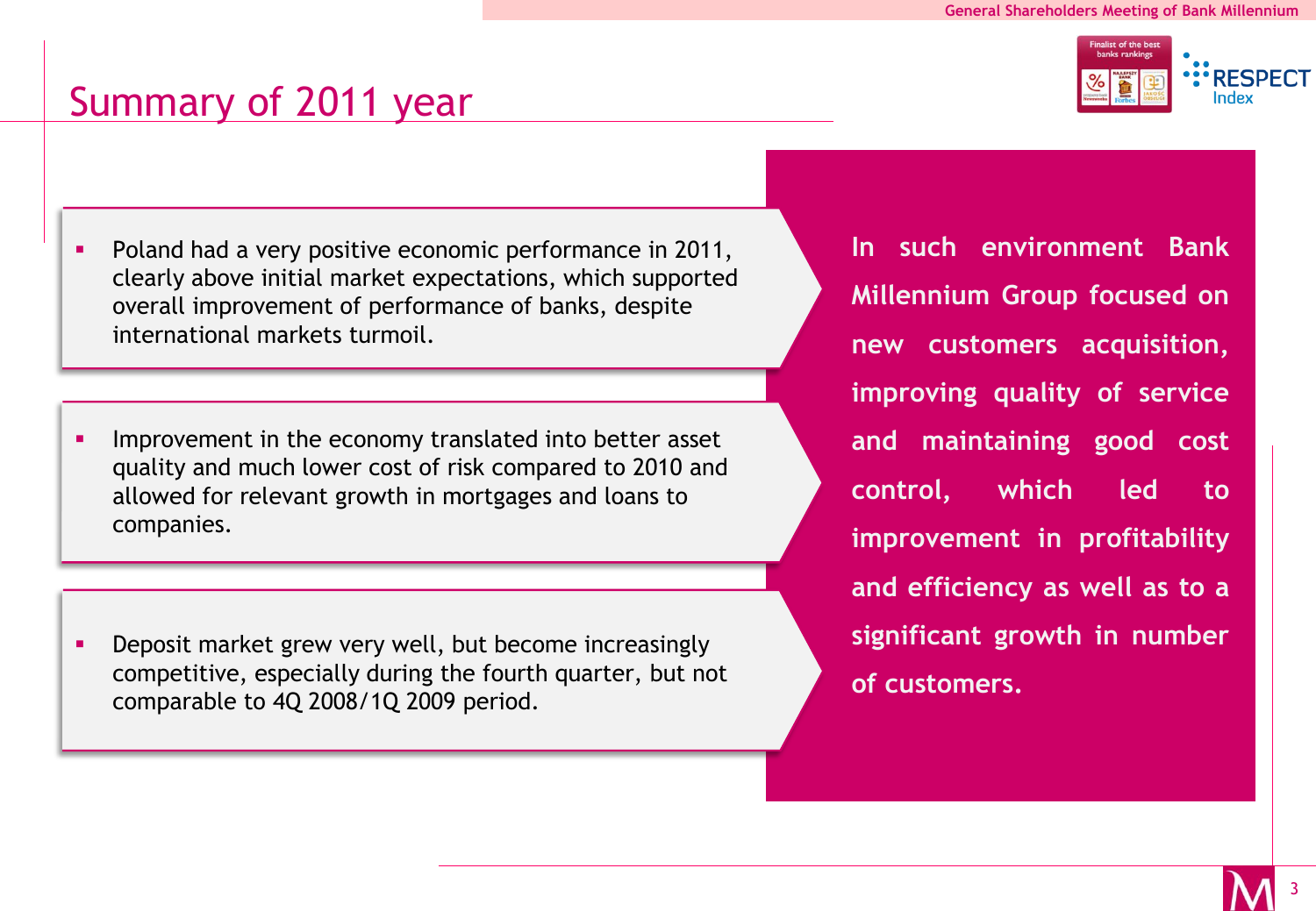# Summary of 2011 year

- Poland had a very positive economic performance in 2011, clearly above initial market expectations, which supported overall improvement of performance of banks, despite international markets turmoil.

- Improvement in the economy translated into better asset quality and much lower cost of risk compared to 2010 and allowed for relevant growth in mortgages and loans to companies.

- Deposit market grew very well, but become increasingly competitive, especially during the fourth quarter, but not comparable to 4Q 2008/1Q 2009 period.

**In such environment Bank Millennium Group focused on new customers acquisition, improving quality of service and maintaining good cost control, which led to improvement in profitability and efficiency as well as to a significant growth in number of customers.**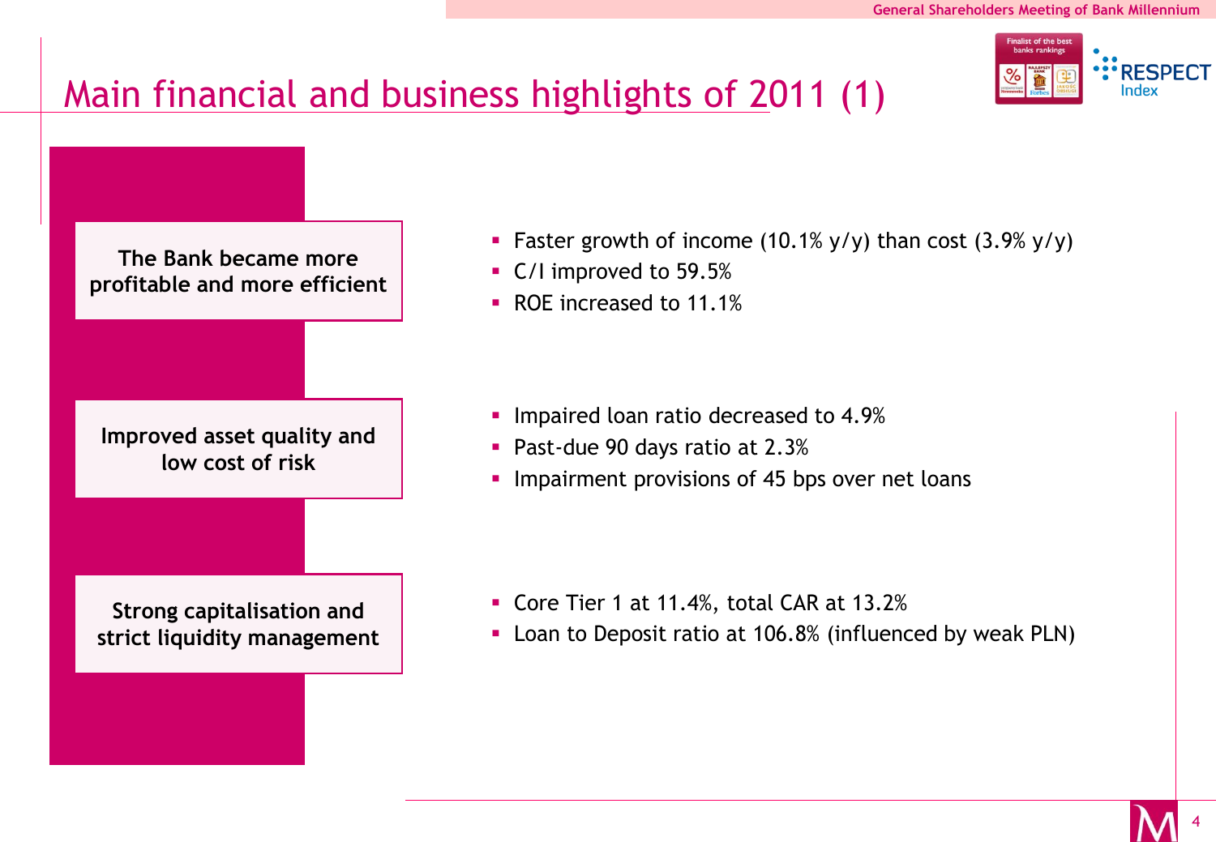# Main financial and business highlights of 2011 (1)

**The Bank became more profitable and more efficient**

- Faster growth of income (10.1% y/y) than cost (3.9% y/y)
- C/I improved to 59.5%
- ROE increased to 11.1%

**Improved asset quality and low cost of risk**

- Impaired loan ratio decreased to 4.9%
- Past-due 90 days ratio at 2.3%
- Impairment provisions of 45 bps over net loans

**Strong capitalisation and strict liquidity management**

- Core Tier 1 at 11.4%, total CAR at 13.2%
- Loan to Deposit ratio at 106.8% (influenced by weak PLN)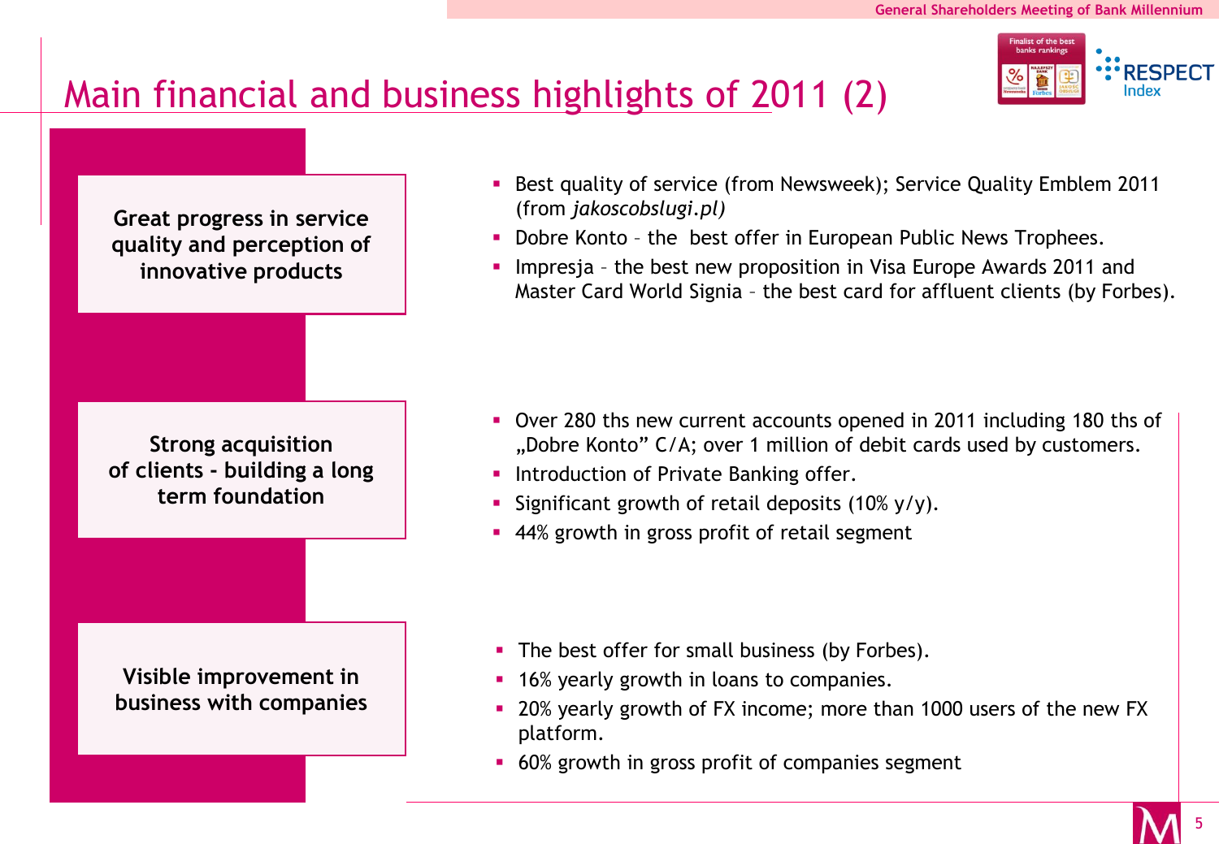# Main financial and business highlights of 2011 (2)

**Great progress in service quality and perception of innovative products**

- Best quality of service (from Newsweek); Service Quality Emblem 2011 (from *jakoscobslugi.pl)*
- Dobre Konto – the best offer in European Public News Trophees.
- Impresja – the best new proposition in Visa Europe Awards 2011 and Master Card World Signia – the best card for affluent clients (by Forbes).

**Strong acquisition of clients - building a long term foundation**

- Over 280 ths new current accounts opened in 2011 including 180 ths of „Dobre Konto" C/A; over 1 million of debit cards used by customers.
- Introduction of Private Banking offer.
- Significant growth of retail deposits (10% y/y).
- 44% growth in gross profit of retail segment

**Visible improvement in business with companies**

- The best offer for small business (by Forbes).
- 16% yearly growth in loans to companies.
- 20% yearly growth of FX income; more than 1000 users of the new FX platform.
- 60% growth in gross profit of companies segment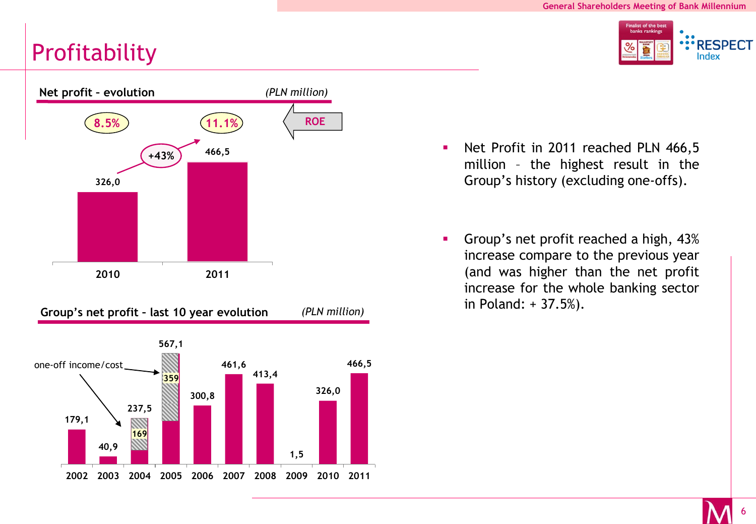# Profitability

## Net profit - evolution

*(PLN million)*

| | 2010 | 2011 |
|---|---|---|
| Net profit | 326,0 | 466,5 |
| ROE | 8.5% | 11.1% |

+43%

## Group's net profit – last 10 year evolution

*(PLN million)*

| 2002 | 2003 | 2004 | 2005 | 2006 | 2007 | 2008 | 2009 | 2010 | 2011 |
|---|---|---|---|---|---|---|---|---|---|
| 179,1 | 40,9 | 237,5 | 567,1 | 300,8 | 461,6 | 413,4 | 1,5 | 326,0 | 466,5 |

one-off income/cost: 169 (2004), 359 (2005)

- Net Profit in 2011 reached PLN 466,5 million – the highest result in the Group's history (excluding one-offs).
- Group's net profit reached a high, 43% increase compare to the previous year (and was higher than the net profit increase for the whole banking sector in Poland: + 37.5%).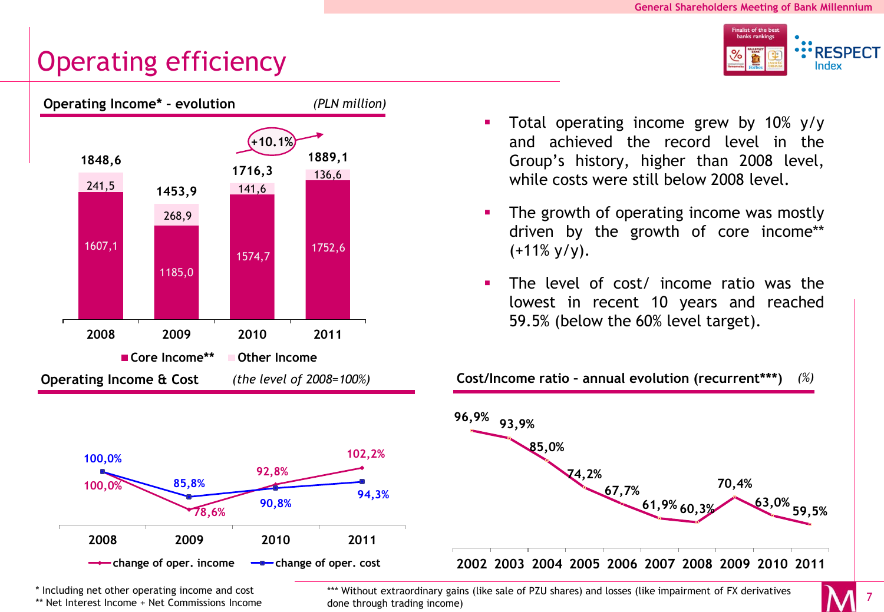# Operating efficiency

## Operating Income* – evolution *(PLN million)*

| | 2008 | 2009 | 2010 | 2011 |
|---|---|---|---|---|
| Core Income** | 1607,1 | 1185,0 | 1574,7 | 1752,6 |
| Other Income | 241,5 | 268,9 | 141,6 | 136,6 |
| Total | 1848,6 | 1453,9 | 1716,3 | 1889,1 |

+10.1%

## Operating Income & Cost *(the level of 2008=100%)*

| | 2008 | 2009 | 2010 | 2011 |
|---|---|---|---|---|
| change of oper. income | 100,0% | 78,6% | 92,8% | 102,2% |
| change of oper. cost | 100,0% | 85,8% | 90,8% | 94,3% |

- Total operating income grew by 10% y/y and achieved the record level in the Group's history, higher than 2008 level, while costs were still below 2008 level.
- The growth of operating income was mostly driven by the growth of core income** (+11% y/y).
- The level of cost/ income ratio was the lowest in recent 10 years and reached 59.5% (below the 60% level target).

## Cost/Income ratio – annual evolution (recurrent***) *(%)*

| 2002 | 2003 | 2004 | 2005 | 2006 | 2007 | 2008 | 2009 | 2010 | 2011 |
|---|---|---|---|---|---|---|---|---|---|
| 96,9% | 93,9% | 85,0% | 74,2% | 67,7% | 61,9% | 60,3% | 70,4% | 63,0% | 59,5% |

\* Including net other operating income and cost
\** Net Interest Income + Net Commissions Income

\*** Without extraordinary gains (like sale of PZU shares) and losses (like impairment of FX derivatives done through trading income)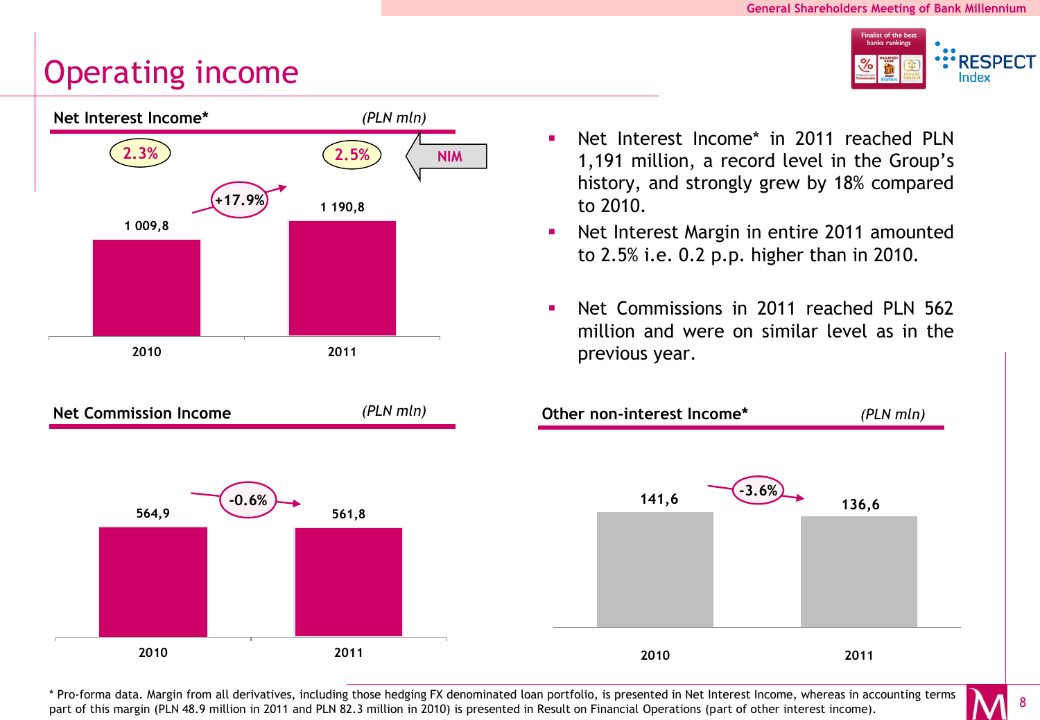# Operating income

### Net Interest Income* *(PLN mln)*

| | 2010 | 2011 |
|---|---|---|
| Net Interest Income | 1 009,8 | 1 190,8 |
| NIM | 2.3% | 2.5% |

+17.9%

- Net Interest Income* in 2011 reached PLN 1,191 million, a record level in the Group's history, and strongly grew by 18% compared to 2010.
- Net Interest Margin in entire 2011 amounted to 2.5% i.e. 0.2 p.p. higher than in 2010.
- Net Commissions in 2011 reached PLN 562 million and were on similar level as in the previous year.

### Net Commission Income *(PLN mln)*

| 2010 | 2011 |
|---|---|
| 564,9 | 561,8 |

-0.6%

### Other non-interest Income* *(PLN mln)*

| 2010 | 2011 |
|---|---|
| 141,6 | 136,6 |

-3.6%

\* Pro-forma data. Margin from all derivatives, including those hedging FX denominated loan portfolio, is presented in Net Interest Income, whereas in accounting terms part of this margin (PLN 48.9 million in 2011 and PLN 82.3 million in 2010) is presented in Result on Financial Operations (part of other interest income).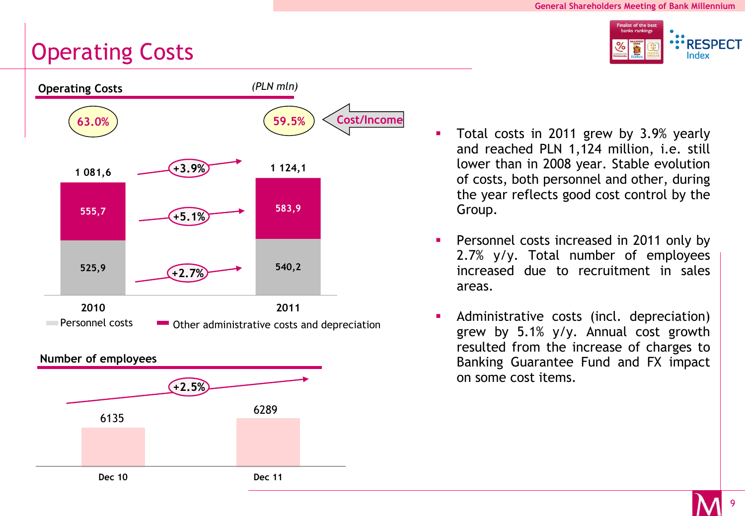# Operating Costs

## Operating Costs

*(PLN mln)*

Cost/Income

| | 2010 | 2011 | Change |
|---|---|---|---|
| Cost/Income | 63.0% | 59.5% | |
| Other administrative costs and depreciation | 555,7 | 583,9 | +5.1% |
| Personnel costs | 525,9 | 540,2 | +2.7% |
| Total | 1 081,6 | 1 124,1 | +3.9% |

## Number of employees

| Dec 10 | Dec 11 | Change |
|---|---|---|
| 6135 | 6289 | +2.5% |

- Total costs in 2011 grew by 3.9% yearly and reached PLN 1,124 million, i.e. still lower than in 2008 year. Stable evolution of costs, both personnel and other, during the year reflects good cost control by the Group.
- Personnel costs increased in 2011 only by 2.7% y/y. Total number of employees increased due to recruitment in sales areas.
- Administrative costs (incl. depreciation) grew by 5.1% y/y. Annual cost growth resulted from the increase of charges to Banking Guarantee Fund and FX impact on some cost items.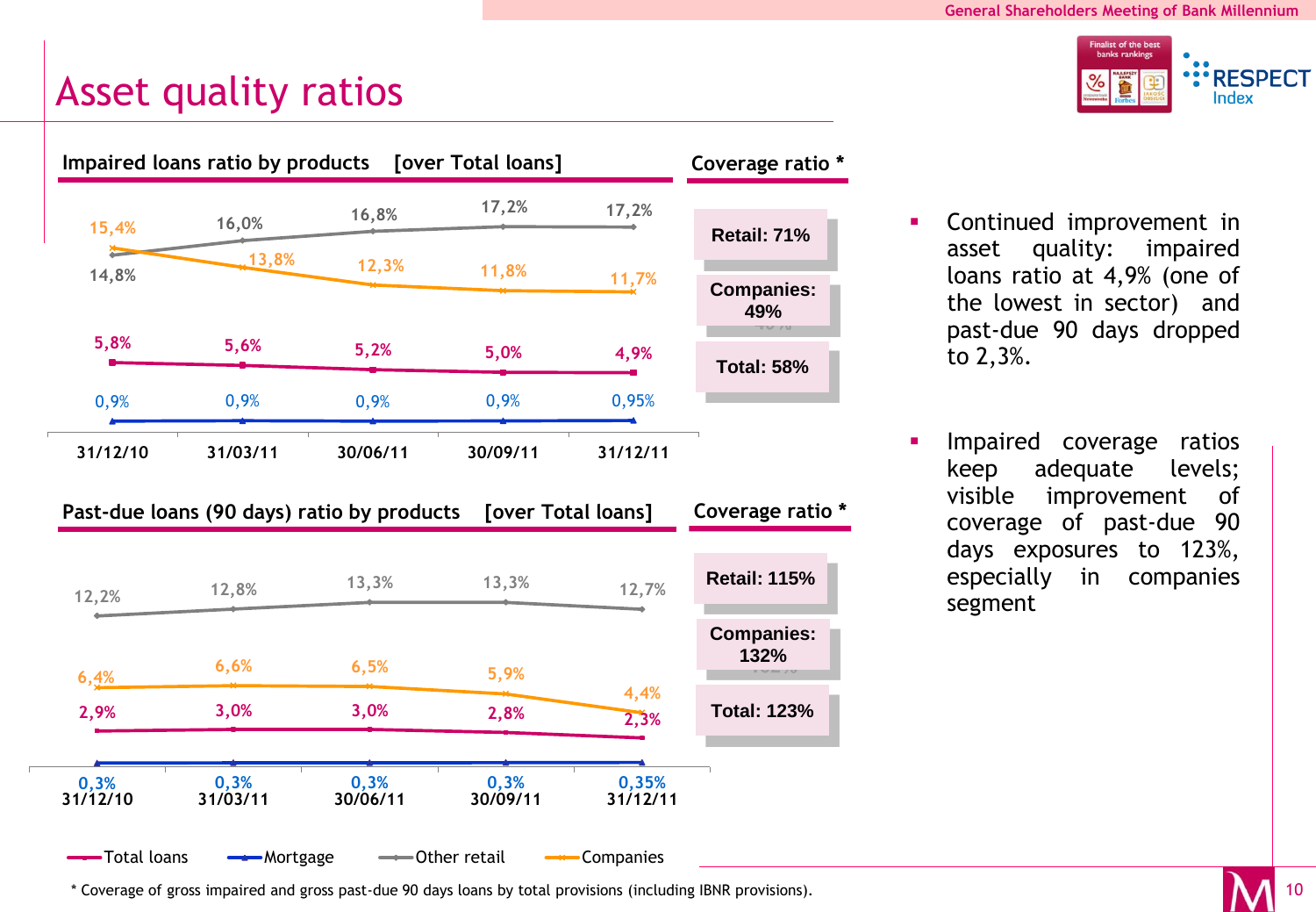# Asset quality ratios

## Impaired loans ratio by products [over Total loans]

| | 31/12/10 | 31/03/11 | 30/06/11 | 30/09/11 | 31/12/11 |
|---|---|---|---|---|---|
| Total loans | 5,8% | 5,6% | 5,2% | 5,0% | 4,9% |
| Mortgage | 0,9% | 0,9% | 0,9% | 0,9% | 0,95% |
| Other retail | 14,8% | 16,0% | 16,8% | 17,2% | 17,2% |
| Companies | 15,4% | 13,8% | 12,3% | 11,8% | 11,7% |

**Coverage ratio ***

- Retail: 71%
- Companies: 49%
- Total: 58%

## Past-due loans (90 days) ratio by products [over Total loans]

| | 31/12/10 | 31/03/11 | 30/06/11 | 30/09/11 | 31/12/11 |
|---|---|---|---|---|---|
| Total loans | 2,9% | 3,0% | 3,0% | 2,8% | 2,3% |
| Mortgage | 0,3% | 0,3% | 0,3% | 0,3% | 0,35% |
| Other retail | 12,2% | 12,8% | 13,3% | 13,3% | 12,7% |
| Companies | 6,4% | 6,6% | 6,5% | 5,9% | 4,4% |

**Coverage ratio ***

- Retail: 115%
- Companies: 132%
- Total: 123%

- Continued improvement in asset quality: impaired loans ratio at 4,9% (one of the lowest in sector) and past-due 90 days dropped to 2,3%.
- Impaired coverage ratios keep adequate levels; visible improvement of coverage of past-due 90 days exposures to 123%, especially in companies segment

* Coverage of gross impaired and gross past-due 90 days loans by total provisions (including IBNR provisions).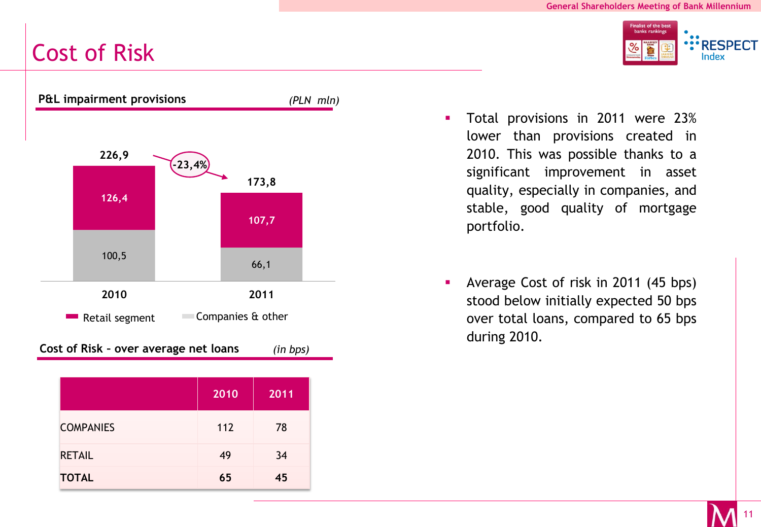# Cost of Risk

**P&L impairment provisions** *(PLN mln)*

| | 2010 | 2011 |
|---|---|---|
| Retail segment | 126,4 | 107,7 |
| Companies & other | 100,5 | 66,1 |
| Total | 226,9 | 173,8 |

-23,4%

**Cost of Risk – over average net loans** *(in bps)*

| | 2010 | 2011 |
|---|---|---|
| COMPANIES | 112 | 78 |
| RETAIL | 49 | 34 |
| **TOTAL** | **65** | **45** |

- Total provisions in 2011 were 23% lower than provisions created in 2010. This was possible thanks to a significant improvement in asset quality, especially in companies, and stable, good quality of mortgage portfolio.

- Average Cost of risk in 2011 (45 bps) stood below initially expected 50 bps over total loans, compared to 65 bps during 2010.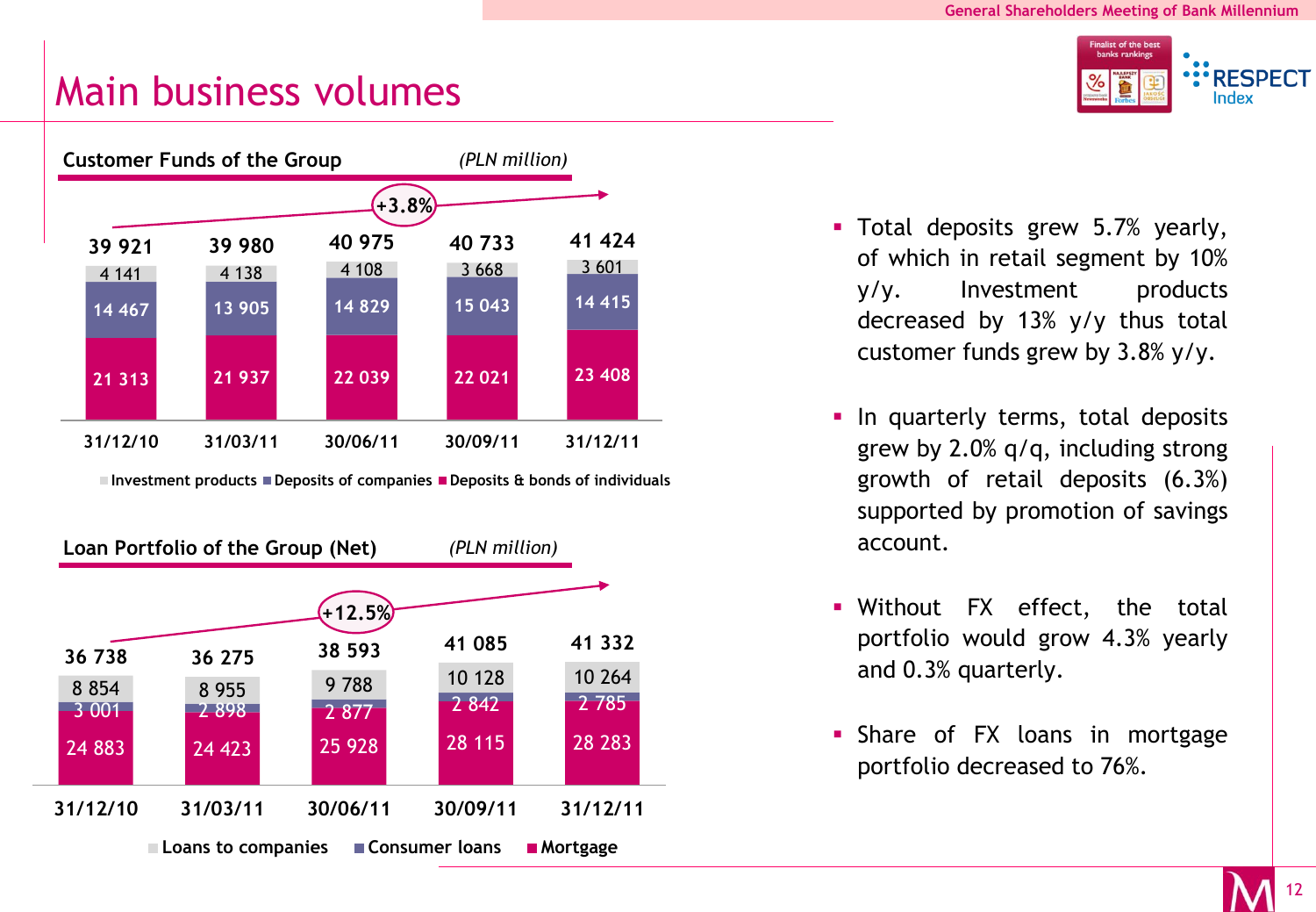# Main business volumes

## Customer Funds of the Group

*(PLN million)*

+3.8%

| | 31/12/10 | 31/03/11 | 30/06/11 | 30/09/11 | 31/12/11 |
|---|---|---|---|---|---|
| Investment products | 4 141 | 4 138 | 4 108 | 3 668 | 3 601 |
| Deposits of companies | 14 467 | 13 905 | 14 829 | 15 043 | 14 415 |
| Deposits & bonds of individuals | 21 313 | 21 937 | 22 039 | 22 021 | 23 408 |
| **Total** | 39 921 | 39 980 | 40 975 | 40 733 | 41 424 |

## Loan Portfolio of the Group (Net)

*(PLN million)*

+12.5%

| | 31/12/10 | 31/03/11 | 30/06/11 | 30/09/11 | 31/12/11 |
|---|---|---|---|---|---|
| Loans to companies | 8 854 | 8 955 | 9 788 | 10 128 | 10 264 |
| Consumer loans | 3 001 | 2 898 | 2 877 | 2 842 | 2 785 |
| Mortgage | 24 883 | 24 423 | 25 928 | 28 115 | 28 283 |
| **Total** | 36 738 | 36 275 | 38 593 | 41 085 | 41 332 |

- Total deposits grew 5.7% yearly, of which in retail segment by 10% y/y. Investment products decreased by 13% y/y thus total customer funds grew by 3.8% y/y.
- In quarterly terms, total deposits grew by 2.0% q/q, including strong growth of retail deposits (6.3%) supported by promotion of savings account.
- Without FX effect, the total portfolio would grow 4.3% yearly and 0.3% quarterly.
- Share of FX loans in mortgage portfolio decreased to 76%.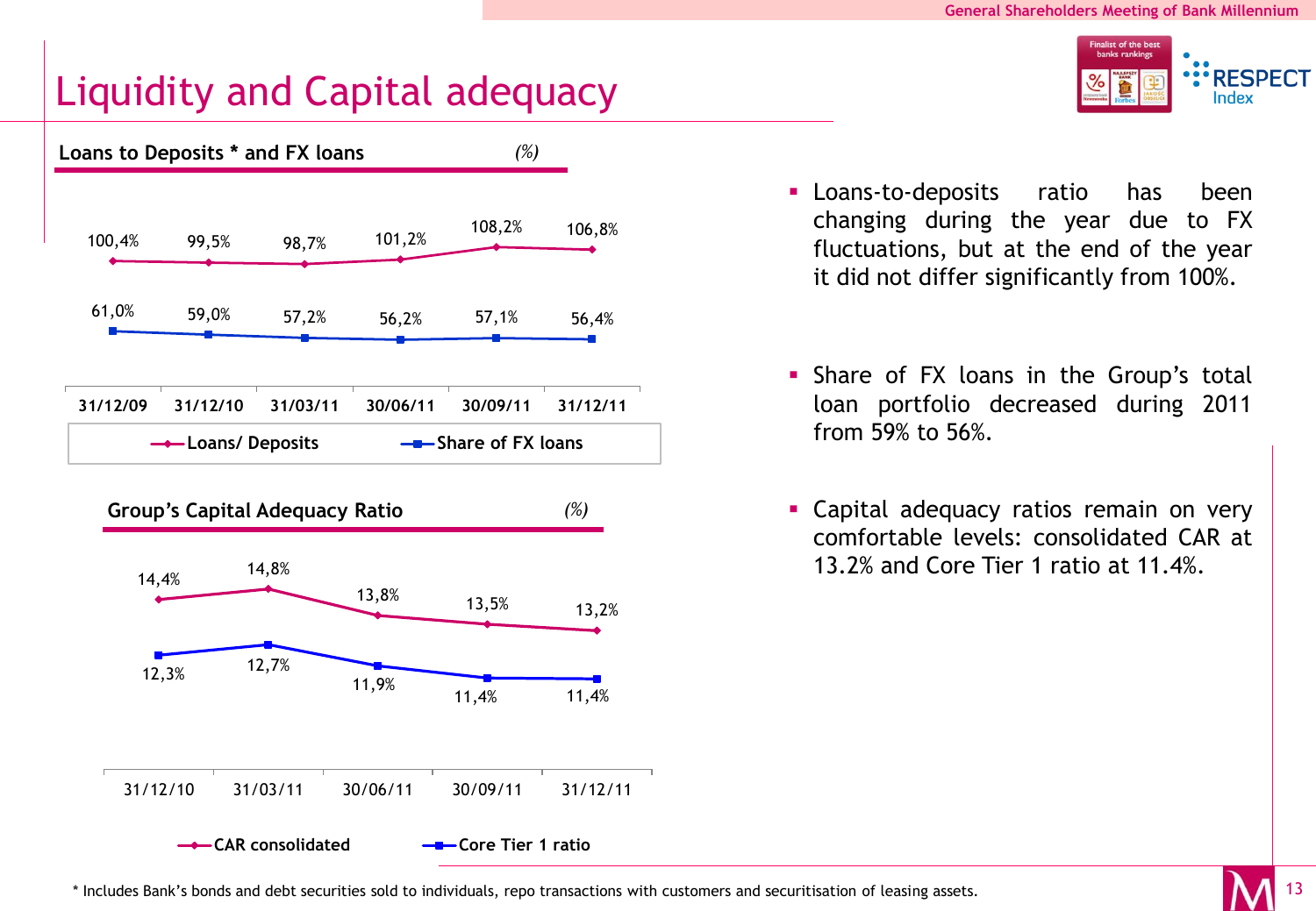# Liquidity and Capital adequacy

### Loans to Deposits * and FX loans (%)

| | 31/12/09 | 31/12/10 | 31/03/11 | 30/06/11 | 30/09/11 | 31/12/11 |
|---|---|---|---|---|---|---|
| Loans/ Deposits | 100,4% | 99,5% | 98,7% | 101,2% | 108,2% | 106,8% |
| Share of FX loans | 61,0% | 59,0% | 57,2% | 56,2% | 57,1% | 56,4% |

### Group's Capital Adequacy Ratio (%)

| | 31/12/10 | 31/03/11 | 30/06/11 | 30/09/11 | 31/12/11 |
|---|---|---|---|---|---|
| CAR consolidated | 14,4% | 14,8% | 13,8% | 13,5% | 13,2% |
| Core Tier 1 ratio | 12,3% | 12,7% | 11,9% | 11,4% | 11,4% |

- Loans-to-deposits ratio has been changing during the year due to FX fluctuations, but at the end of the year it did not differ significantly from 100%.
- Share of FX loans in the Group's total loan portfolio decreased during 2011 from 59% to 56%.
- Capital adequacy ratios remain on very comfortable levels: consolidated CAR at 13.2% and Core Tier 1 ratio at 11.4%.

* Includes Bank's bonds and debt securities sold to individuals, repo transactions with customers and securitisation of leasing assets.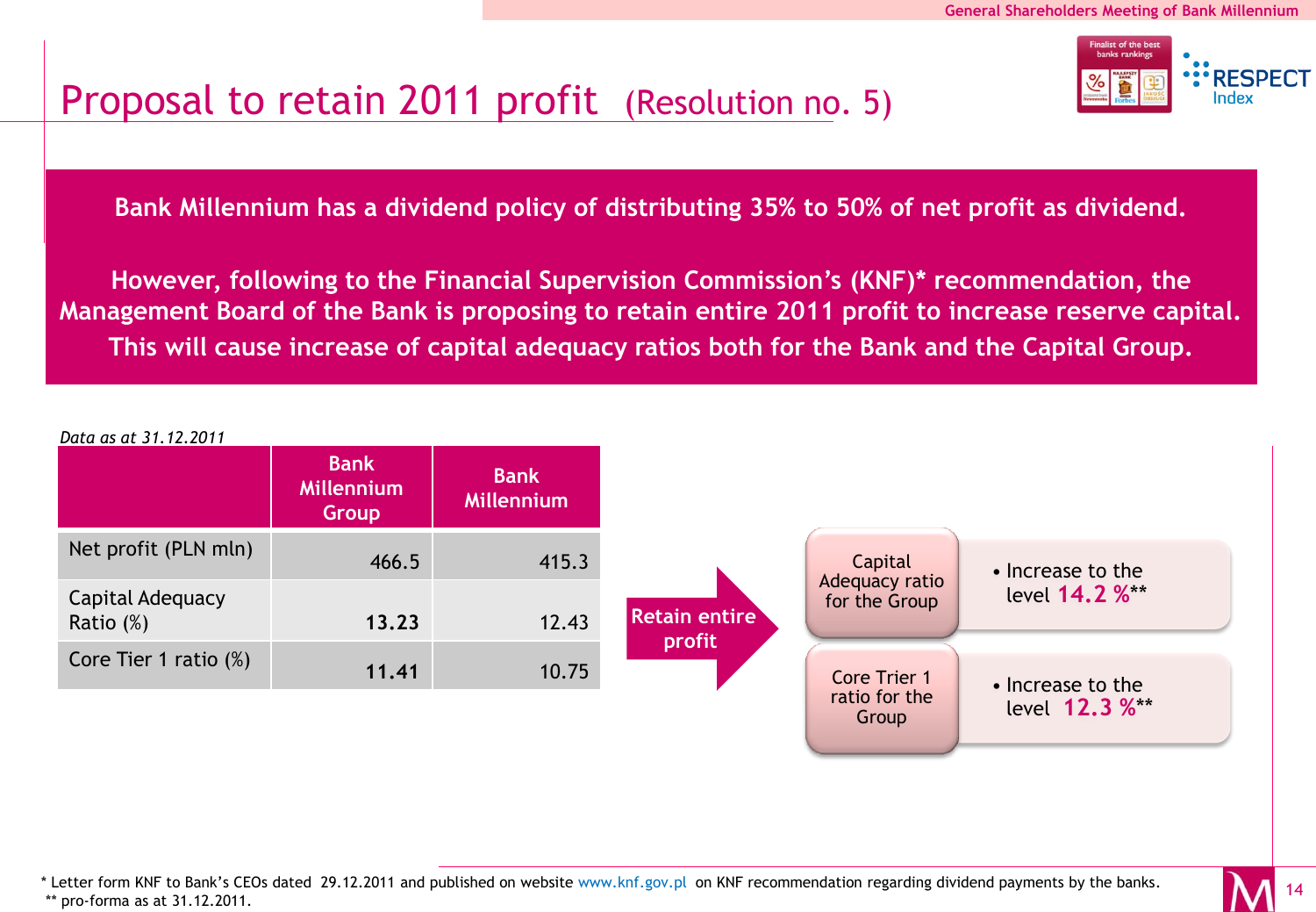# Proposal to retain 2011 profit (Resolution no. 5)

**Bank Millennium has a dividend policy of distributing 35% to 50% of net profit as dividend.**

**However, following to the Financial Supervision Commission's (KNF)* recommendation, the Management Board of the Bank is proposing to retain entire 2011 profit to increase reserve capital. This will cause increase of capital adequacy ratios both for the Bank and the Capital Group.**

*Data as at 31.12.2011*

| | Bank Millennium Group | Bank Millennium |
|---|---|---|
| Net profit (PLN mln) | 466.5 | 415.3 |
| Capital Adequacy Ratio (%) | **13.23** | 12.43 |
| Core Tier 1 ratio (%) | **11.41** | 10.75 |

**Retain entire profit**

| | |
|---|---|
| Capital Adequacy ratio for the Group | • Increase to the level **14.2 %**** |
| Core Trier 1 ratio for the Group | • Increase to the level **12.3 %**** |

\* Letter form KNF to Bank's CEOs dated 29.12.2011 and published on website www.knf.gov.pl on KNF recommendation regarding dividend payments by the banks.
** pro-forma as at 31.12.2011.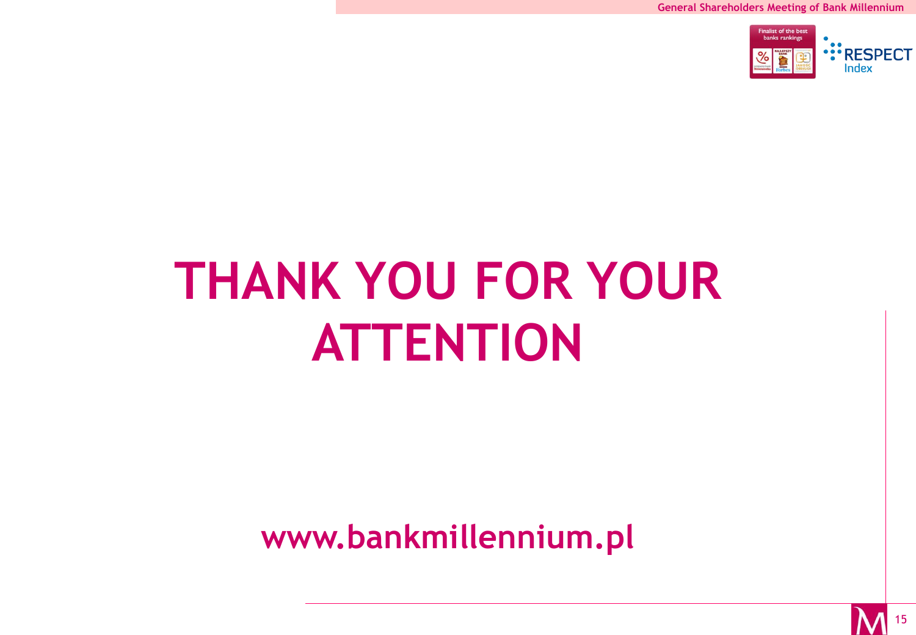# THANK YOU FOR YOUR ATTENTION

**www.bankmillennium.pl**